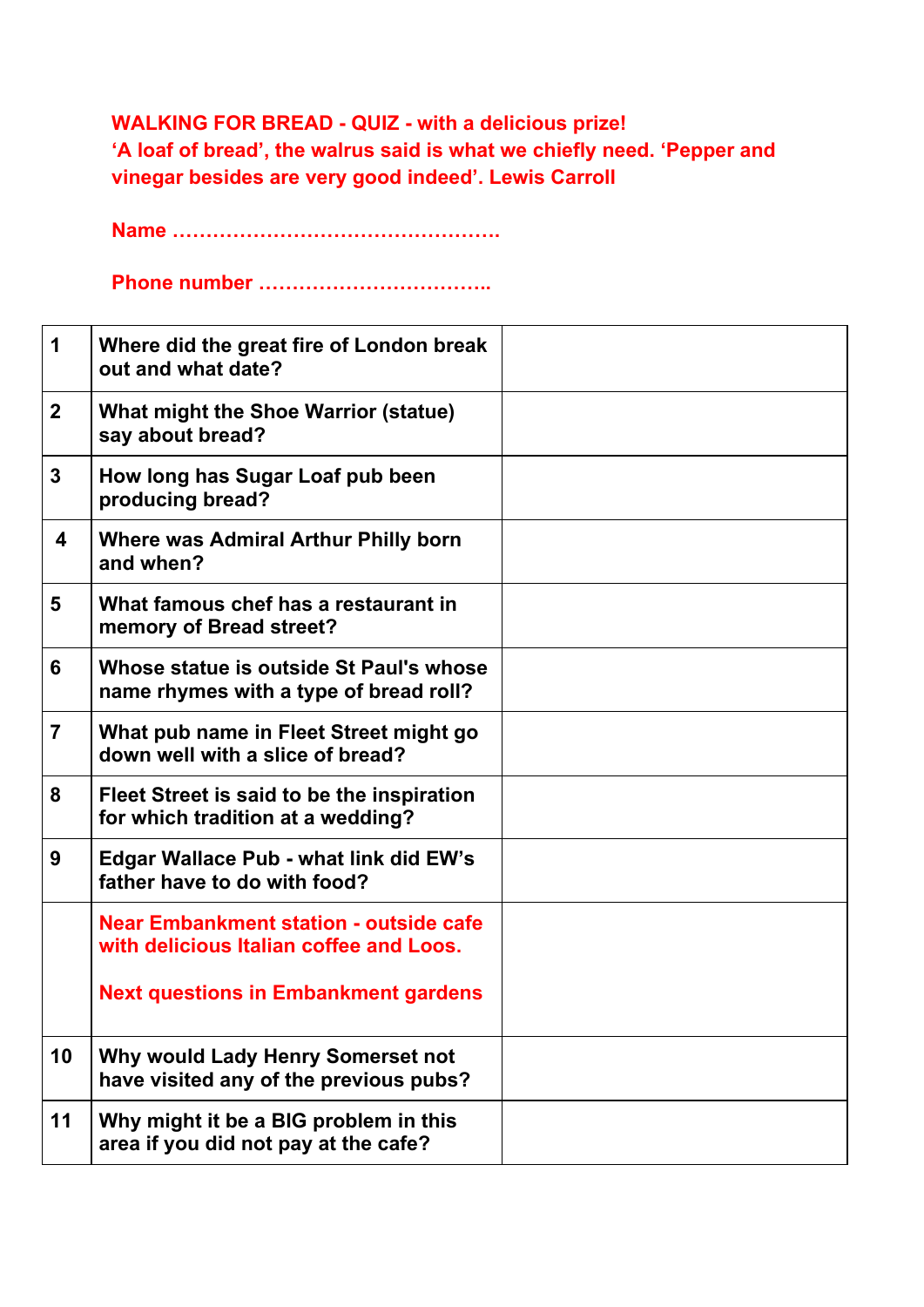**WALKING FOR BREAD - QUIZ - with a delicious prize!**
**'A loaf of bread', the walrus said is what we chiefly need. 'Pepper and vinegar besides are very good indeed'. Lewis Carroll**

**Name ………………………………………….**

**Phone number ……………………………..**

| | | |
|---|---|---|
| 1 | Where did the great fire of London break out and what date? | |
| 2 | What might the Shoe Warrior (statue) say about bread? | |
| 3 | How long has Sugar Loaf pub been producing bread? | |
| 4 | Where was Admiral Arthur Philly born and when? | |
| 5 | What famous chef has a restaurant in memory of Bread street? | |
| 6 | Whose statue is outside St Paul's whose name rhymes with a type of bread roll? | |
| 7 | What pub name in Fleet Street might go down well with a slice of bread? | |
| 8 | Fleet Street is said to be the inspiration for which tradition at a wedding? | |
| 9 | Edgar Wallace Pub - what link did EW's father have to do with food? | |
| | Near Embankment station - outside cafe with delicious Italian coffee and Loos. <br><br> Next questions in Embankment gardens | |
| 10 | Why would Lady Henry Somerset not have visited any of the previous pubs? | |
| 11 | Why might it be a BIG problem in this area if you did not pay at the cafe? | |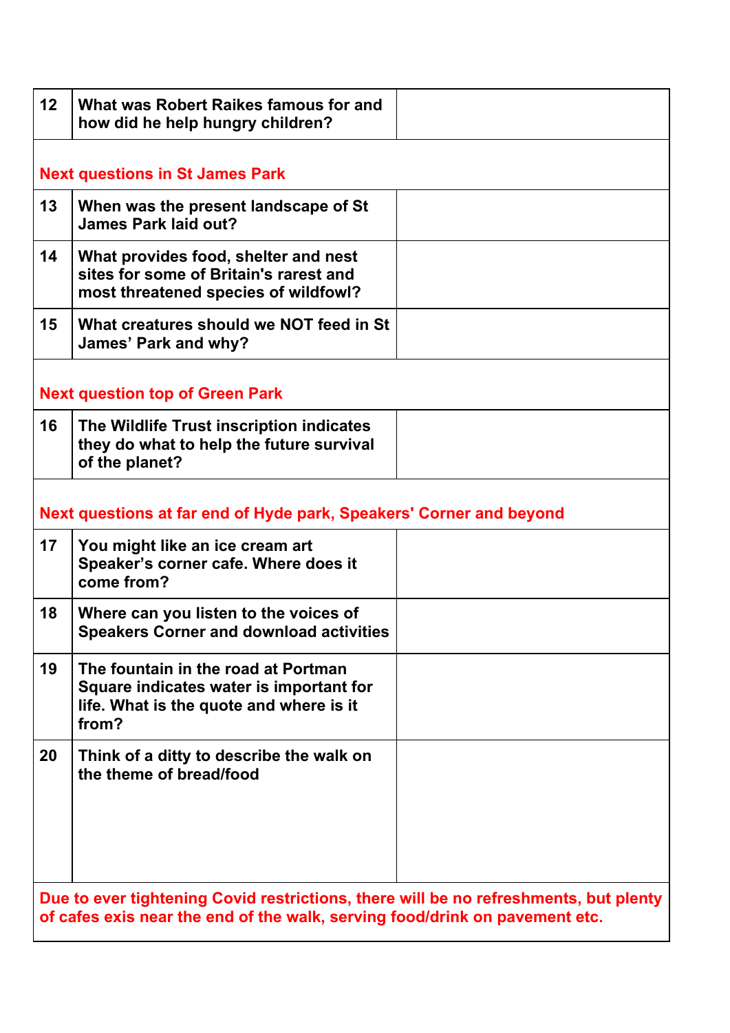| | | |
|---|---|---|
| 12 | **What was Robert Raikes famous for and how did he help hungry children?** | |
| **Next questions in St James Park** | | |
| 13 | **When was the present landscape of St James Park laid out?** | |
| 14 | **What provides food, shelter and nest sites for some of Britain's rarest and most threatened species of wildfowl?** | |
| 15 | **What creatures should we NOT feed in St James' Park and why?** | |
| **Next question top of Green Park** | | |
| 16 | **The Wildlife Trust inscription indicates they do what to help the future survival of the planet?** | |
| **Next questions at far end of Hyde park, Speakers' Corner and beyond** | | |
| 17 | **You might like an ice cream art Speaker's corner cafe. Where does it come from?** | |
| 18 | **Where can you listen to the voices of Speakers Corner and download activities** | |
| 19 | **The fountain in the road at Portman Square indicates water is important for life. What is the quote and where is it from?** | |
| 20 | **Think of a ditty to describe the walk on the theme of bread/food** | |
| **Due to ever tightening Covid restrictions, there will be no refreshments, but plenty of cafes exis near the end of the walk, serving food/drink on pavement etc.** | | |